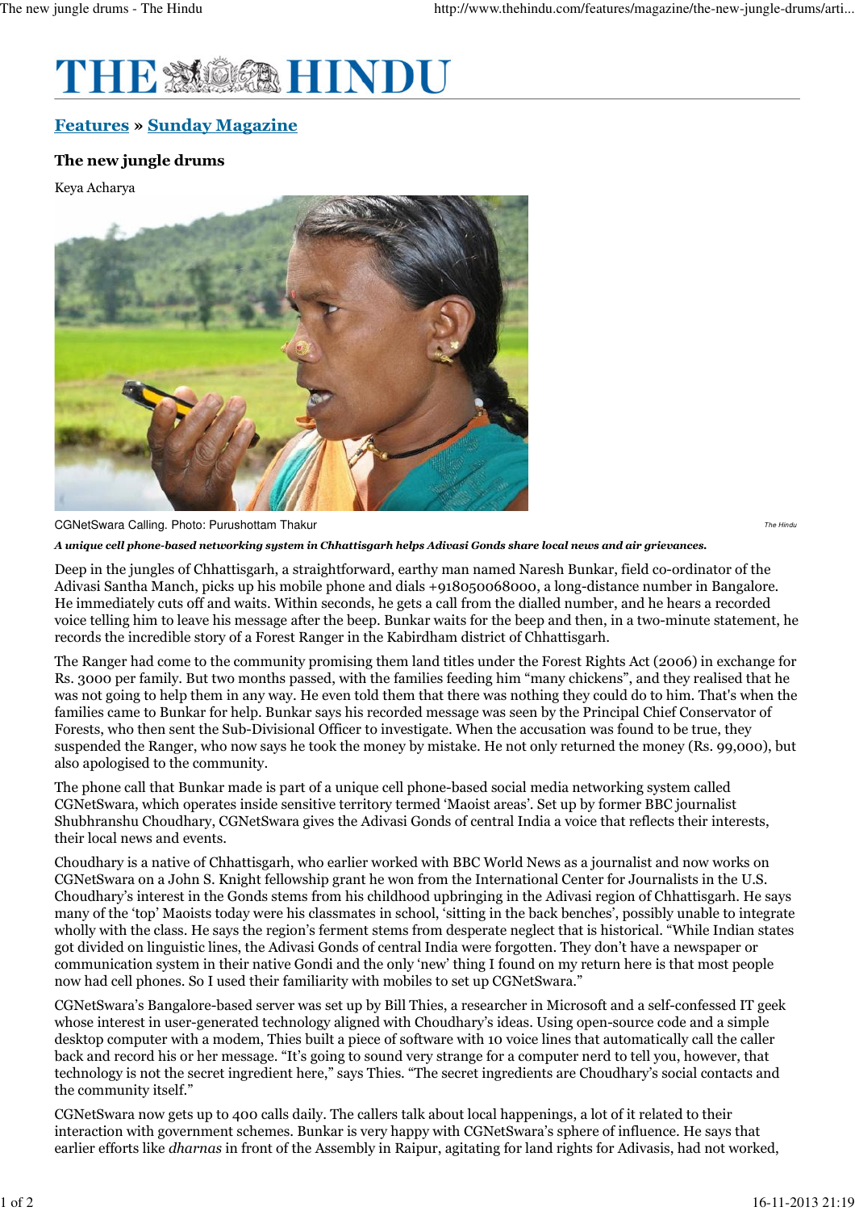**Features** » **Sunday Magazine**

## The new jungle drums

Keya Acharya

CGNetSwara Calling. Photo: Purushottam Thakur

*The Hindu*

***A unique cell phone-based networking system in Chhattisgarh helps Adivasi Gonds share local news and air grievances.***

Deep in the jungles of Chhattisgarh, a straightforward, earthy man named Naresh Bunkar, field co-ordinator of the Adivasi Santha Manch, picks up his mobile phone and dials +918050068000, a long-distance number in Bangalore. He immediately cuts off and waits. Within seconds, he gets a call from the dialled number, and he hears a recorded voice telling him to leave his message after the beep. Bunkar waits for the beep and then, in a two-minute statement, he records the incredible story of a Forest Ranger in the Kabirdham district of Chhattisgarh.

The Ranger had come to the community promising them land titles under the Forest Rights Act (2006) in exchange for Rs. 3000 per family. But two months passed, with the families feeding him "many chickens", and they realised that he was not going to help them in any way. He even told them that there was nothing they could do to him. That's when the families came to Bunkar for help. Bunkar says his recorded message was seen by the Principal Chief Conservator of Forests, who then sent the Sub-Divisional Officer to investigate. When the accusation was found to be true, they suspended the Ranger, who now says he took the money by mistake. He not only returned the money (Rs. 99,000), but also apologised to the community.

The phone call that Bunkar made is part of a unique cell phone-based social media networking system called CGNetSwara, which operates inside sensitive territory termed 'Maoist areas'. Set up by former BBC journalist Shubhranshu Choudhary, CGNetSwara gives the Adivasi Gonds of central India a voice that reflects their interests, their local news and events.

Choudhary is a native of Chhattisgarh, who earlier worked with BBC World News as a journalist and now works on CGNetSwara on a John S. Knight fellowship grant he won from the International Center for Journalists in the U.S. Choudhary's interest in the Gonds stems from his childhood upbringing in the Adivasi region of Chhattisgarh. He says many of the 'top' Maoists today were his classmates in school, 'sitting in the back benches', possibly unable to integrate wholly with the class. He says the region's ferment stems from desperate neglect that is historical. "While Indian states got divided on linguistic lines, the Adivasi Gonds of central India were forgotten. They don't have a newspaper or communication system in their native Gondi and the only 'new' thing I found on my return here is that most people now had cell phones. So I used their familiarity with mobiles to set up CGNetSwara."

CGNetSwara's Bangalore-based server was set up by Bill Thies, a researcher in Microsoft and a self-confessed IT geek whose interest in user-generated technology aligned with Choudhary's ideas. Using open-source code and a simple desktop computer with a modem, Thies built a piece of software with 10 voice lines that automatically call the caller back and record his or her message. "It's going to sound very strange for a computer nerd to tell you, however, that technology is not the secret ingredient here," says Thies. "The secret ingredients are Choudhary's social contacts and the community itself."

CGNetSwara now gets up to 400 calls daily. The callers talk about local happenings, a lot of it related to their interaction with government schemes. Bunkar is very happy with CGNetSwara's sphere of influence. He says that earlier efforts like *dharnas* in front of the Assembly in Raipur, agitating for land rights for Adivasis, had not worked,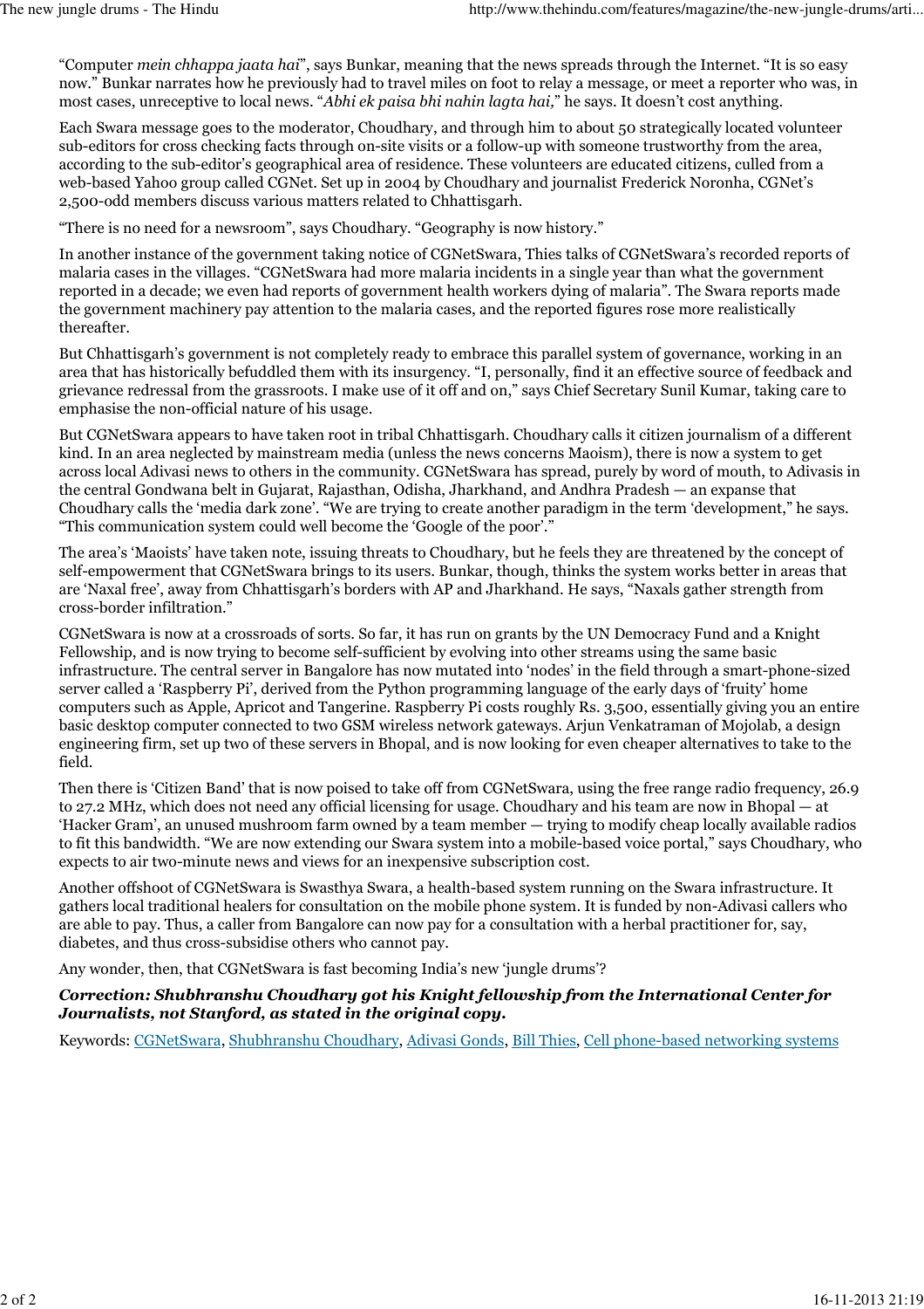"Computer *mein chhappa jaata hai*", says Bunkar, meaning that the news spreads through the Internet. "It is so easy now." Bunkar narrates how he previously had to travel miles on foot to relay a message, or meet a reporter who was, in most cases, unreceptive to local news. "*Abhi ek paisa bhi nahin lagta hai,*" he says. It doesn't cost anything.

Each Swara message goes to the moderator, Choudhary, and through him to about 50 strategically located volunteer sub-editors for cross checking facts through on-site visits or a follow-up with someone trustworthy from the area, according to the sub-editor's geographical area of residence. These volunteers are educated citizens, culled from a web-based Yahoo group called CGNet. Set up in 2004 by Choudhary and journalist Frederick Noronha, CGNet's 2,500-odd members discuss various matters related to Chhattisgarh.

"There is no need for a newsroom", says Choudhary. "Geography is now history."

In another instance of the government taking notice of CGNetSwara, Thies talks of CGNetSwara's recorded reports of malaria cases in the villages. "CGNetSwara had more malaria incidents in a single year than what the government reported in a decade; we even had reports of government health workers dying of malaria". The Swara reports made the government machinery pay attention to the malaria cases, and the reported figures rose more realistically thereafter.

But Chhattisgarh's government is not completely ready to embrace this parallel system of governance, working in an area that has historically befuddled them with its insurgency. "I, personally, find it an effective source of feedback and grievance redressal from the grassroots. I make use of it off and on," says Chief Secretary Sunil Kumar, taking care to emphasise the non-official nature of his usage.

But CGNetSwara appears to have taken root in tribal Chhattisgarh. Choudhary calls it citizen journalism of a different kind. In an area neglected by mainstream media (unless the news concerns Maoism), there is now a system to get across local Adivasi news to others in the community. CGNetSwara has spread, purely by word of mouth, to Adivasis in the central Gondwana belt in Gujarat, Rajasthan, Odisha, Jharkhand, and Andhra Pradesh — an expanse that Choudhary calls the 'media dark zone'. "We are trying to create another paradigm in the term 'development," he says. "This communication system could well become the 'Google of the poor'."

The area's 'Maoists' have taken note, issuing threats to Choudhary, but he feels they are threatened by the concept of self-empowerment that CGNetSwara brings to its users. Bunkar, though, thinks the system works better in areas that are 'Naxal free', away from Chhattisgarh's borders with AP and Jharkhand. He says, "Naxals gather strength from cross-border infiltration."

CGNetSwara is now at a crossroads of sorts. So far, it has run on grants by the UN Democracy Fund and a Knight Fellowship, and is now trying to become self-sufficient by evolving into other streams using the same basic infrastructure. The central server in Bangalore has now mutated into 'nodes' in the field through a smart-phone-sized server called a 'Raspberry Pi', derived from the Python programming language of the early days of 'fruity' home computers such as Apple, Apricot and Tangerine. Raspberry Pi costs roughly Rs. 3,500, essentially giving you an entire basic desktop computer connected to two GSM wireless network gateways. Arjun Venkatraman of Mojolab, a design engineering firm, set up two of these servers in Bhopal, and is now looking for even cheaper alternatives to take to the field.

Then there is 'Citizen Band' that is now poised to take off from CGNetSwara, using the free range radio frequency, 26.9 to 27.2 MHz, which does not need any official licensing for usage. Choudhary and his team are now in Bhopal — at 'Hacker Gram', an unused mushroom farm owned by a team member — trying to modify cheap locally available radios to fit this bandwidth. "We are now extending our Swara system into a mobile-based voice portal," says Choudhary, who expects to air two-minute news and views for an inexpensive subscription cost.

Another offshoot of CGNetSwara is Swasthya Swara, a health-based system running on the Swara infrastructure. It gathers local traditional healers for consultation on the mobile phone system. It is funded by non-Adivasi callers who are able to pay. Thus, a caller from Bangalore can now pay for a consultation with a herbal practitioner for, say, diabetes, and thus cross-subsidise others who cannot pay.

Any wonder, then, that CGNetSwara is fast becoming India's new 'jungle drums'?

***Correction: Shubhranshu Choudhary got his Knight fellowship from the International Center for Journalists, not Stanford, as stated in the original copy.***

Keywords: CGNetSwara, Shubhranshu Choudhary, Adivasi Gonds, Bill Thies, Cell phone-based networking systems